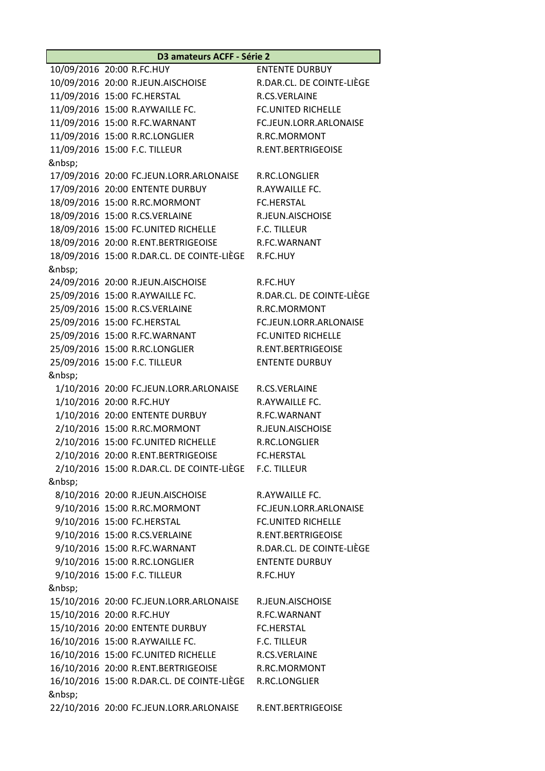| D3 amateurs ACFF - Série 2 | | | |
|---|---|---|---|
| 10/09/2016 | 20:00 | R.FC.HUY | ENTENTE DURBUY |
| 10/09/2016 | 20:00 | R.JEUN.AISCHOISE | R.DAR.CL. DE COINTE-LIÈGE |
| 11/09/2016 | 15:00 | FC.HERSTAL | R.CS.VERLAINE |
| 11/09/2016 | 15:00 | R.AYWAILLE FC. | FC.UNITED RICHELLE |
| 11/09/2016 | 15:00 | R.FC.WARNANT | FC.JEUN.LORR.ARLONAISE |
| 11/09/2016 | 15:00 | R.RC.LONGLIER | R.RC.MORMONT |
| 11/09/2016 | 15:00 | F.C. TILLEUR | R.ENT.BERTRIGEOISE |
| &nbsp; | | | |
| 17/09/2016 | 20:00 | FC.JEUN.LORR.ARLONAISE | R.RC.LONGLIER |
| 17/09/2016 | 20:00 | ENTENTE DURBUY | R.AYWAILLE FC. |
| 18/09/2016 | 15:00 | R.RC.MORMONT | FC.HERSTAL |
| 18/09/2016 | 15:00 | R.CS.VERLAINE | R.JEUN.AISCHOISE |
| 18/09/2016 | 15:00 | FC.UNITED RICHELLE | F.C. TILLEUR |
| 18/09/2016 | 20:00 | R.ENT.BERTRIGEOISE | R.FC.WARNANT |
| 18/09/2016 | 15:00 | R.DAR.CL. DE COINTE-LIÈGE | R.FC.HUY |
| &nbsp; | | | |
| 24/09/2016 | 20:00 | R.JEUN.AISCHOISE | R.FC.HUY |
| 25/09/2016 | 15:00 | R.AYWAILLE FC. | R.DAR.CL. DE COINTE-LIÈGE |
| 25/09/2016 | 15:00 | R.CS.VERLAINE | R.RC.MORMONT |
| 25/09/2016 | 15:00 | FC.HERSTAL | FC.JEUN.LORR.ARLONAISE |
| 25/09/2016 | 15:00 | R.FC.WARNANT | FC.UNITED RICHELLE |
| 25/09/2016 | 15:00 | R.RC.LONGLIER | R.ENT.BERTRIGEOISE |
| 25/09/2016 | 15:00 | F.C. TILLEUR | ENTENTE DURBUY |
| &nbsp; | | | |
| 1/10/2016 | 20:00 | FC.JEUN.LORR.ARLONAISE | R.CS.VERLAINE |
| 1/10/2016 | 20:00 | R.FC.HUY | R.AYWAILLE FC. |
| 1/10/2016 | 20:00 | ENTENTE DURBUY | R.FC.WARNANT |
| 2/10/2016 | 15:00 | R.RC.MORMONT | R.JEUN.AISCHOISE |
| 2/10/2016 | 15:00 | FC.UNITED RICHELLE | R.RC.LONGLIER |
| 2/10/2016 | 20:00 | R.ENT.BERTRIGEOISE | FC.HERSTAL |
| 2/10/2016 | 15:00 | R.DAR.CL. DE COINTE-LIÈGE | F.C. TILLEUR |
| &nbsp; | | | |
| 8/10/2016 | 20:00 | R.JEUN.AISCHOISE | R.AYWAILLE FC. |
| 9/10/2016 | 15:00 | R.RC.MORMONT | FC.JEUN.LORR.ARLONAISE |
| 9/10/2016 | 15:00 | FC.HERSTAL | FC.UNITED RICHELLE |
| 9/10/2016 | 15:00 | R.CS.VERLAINE | R.ENT.BERTRIGEOISE |
| 9/10/2016 | 15:00 | R.FC.WARNANT | R.DAR.CL. DE COINTE-LIÈGE |
| 9/10/2016 | 15:00 | R.RC.LONGLIER | ENTENTE DURBUY |
| 9/10/2016 | 15:00 | F.C. TILLEUR | R.FC.HUY |
| &nbsp; | | | |
| 15/10/2016 | 20:00 | FC.JEUN.LORR.ARLONAISE | R.JEUN.AISCHOISE |
| 15/10/2016 | 20:00 | R.FC.HUY | R.FC.WARNANT |
| 15/10/2016 | 20:00 | ENTENTE DURBUY | FC.HERSTAL |
| 16/10/2016 | 15:00 | R.AYWAILLE FC. | F.C. TILLEUR |
| 16/10/2016 | 15:00 | FC.UNITED RICHELLE | R.CS.VERLAINE |
| 16/10/2016 | 20:00 | R.ENT.BERTRIGEOISE | R.RC.MORMONT |
| 16/10/2016 | 15:00 | R.DAR.CL. DE COINTE-LIÈGE | R.RC.LONGLIER |
| &nbsp; | | | |
| 22/10/2016 | 20:00 | FC.JEUN.LORR.ARLONAISE | R.ENT.BERTRIGEOISE |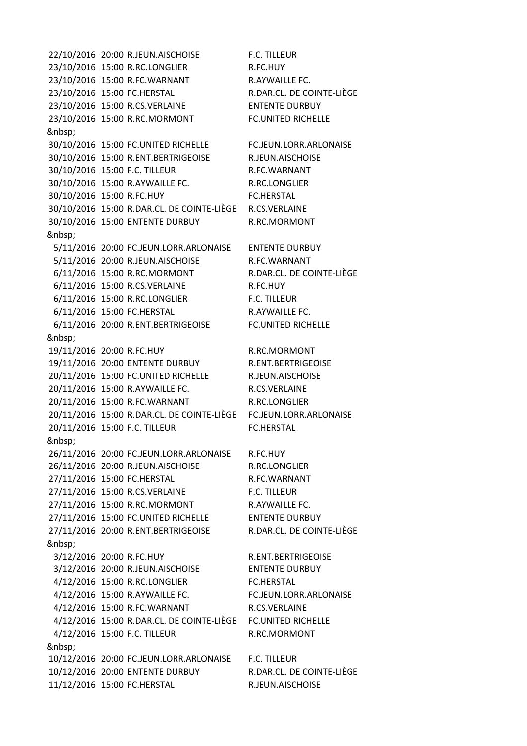| | | | |
|---|---|---|---|
| 22/10/2016 | 20:00 | R.JEUN.AISCHOISE | F.C. TILLEUR |
| 23/10/2016 | 15:00 | R.RC.LONGLIER | R.FC.HUY |
| 23/10/2016 | 15:00 | R.FC.WARNANT | R.AYWAILLE FC. |
| 23/10/2016 | 15:00 | FC.HERSTAL | R.DAR.CL. DE COINTE-LIÈGE |
| 23/10/2016 | 15:00 | R.CS.VERLAINE | ENTENTE DURBUY |
| 23/10/2016 | 15:00 | R.RC.MORMONT | FC.UNITED RICHELLE |
| &nbsp; | | | |
| 30/10/2016 | 15:00 | FC.UNITED RICHELLE | FC.JEUN.LORR.ARLONAISE |
| 30/10/2016 | 15:00 | R.ENT.BERTRIGEOISE | R.JEUN.AISCHOISE |
| 30/10/2016 | 15:00 | F.C. TILLEUR | R.FC.WARNANT |
| 30/10/2016 | 15:00 | R.AYWAILLE FC. | R.RC.LONGLIER |
| 30/10/2016 | 15:00 | R.FC.HUY | FC.HERSTAL |
| 30/10/2016 | 15:00 | R.DAR.CL. DE COINTE-LIÈGE | R.CS.VERLAINE |
| 30/10/2016 | 15:00 | ENTENTE DURBUY | R.RC.MORMONT |
| &nbsp; | | | |
| 5/11/2016 | 20:00 | FC.JEUN.LORR.ARLONAISE | ENTENTE DURBUY |
| 5/11/2016 | 20:00 | R.JEUN.AISCHOISE | R.FC.WARNANT |
| 6/11/2016 | 15:00 | R.RC.MORMONT | R.DAR.CL. DE COINTE-LIÈGE |
| 6/11/2016 | 15:00 | R.CS.VERLAINE | R.FC.HUY |
| 6/11/2016 | 15:00 | R.RC.LONGLIER | F.C. TILLEUR |
| 6/11/2016 | 15:00 | FC.HERSTAL | R.AYWAILLE FC. |
| 6/11/2016 | 20:00 | R.ENT.BERTRIGEOISE | FC.UNITED RICHELLE |
| &nbsp; | | | |
| 19/11/2016 | 20:00 | R.FC.HUY | R.RC.MORMONT |
| 19/11/2016 | 20:00 | ENTENTE DURBUY | R.ENT.BERTRIGEOISE |
| 20/11/2016 | 15:00 | FC.UNITED RICHELLE | R.JEUN.AISCHOISE |
| 20/11/2016 | 15:00 | R.AYWAILLE FC. | R.CS.VERLAINE |
| 20/11/2016 | 15:00 | R.FC.WARNANT | R.RC.LONGLIER |
| 20/11/2016 | 15:00 | R.DAR.CL. DE COINTE-LIÈGE | FC.JEUN.LORR.ARLONAISE |
| 20/11/2016 | 15:00 | F.C. TILLEUR | FC.HERSTAL |
| &nbsp; | | | |
| 26/11/2016 | 20:00 | FC.JEUN.LORR.ARLONAISE | R.FC.HUY |
| 26/11/2016 | 20:00 | R.JEUN.AISCHOISE | R.RC.LONGLIER |
| 27/11/2016 | 15:00 | FC.HERSTAL | R.FC.WARNANT |
| 27/11/2016 | 15:00 | R.CS.VERLAINE | F.C. TILLEUR |
| 27/11/2016 | 15:00 | R.RC.MORMONT | R.AYWAILLE FC. |
| 27/11/2016 | 15:00 | FC.UNITED RICHELLE | ENTENTE DURBUY |
| 27/11/2016 | 20:00 | R.ENT.BERTRIGEOISE | R.DAR.CL. DE COINTE-LIÈGE |
| &nbsp; | | | |
| 3/12/2016 | 20:00 | R.FC.HUY | R.ENT.BERTRIGEOISE |
| 3/12/2016 | 20:00 | R.JEUN.AISCHOISE | ENTENTE DURBUY |
| 4/12/2016 | 15:00 | R.RC.LONGLIER | FC.HERSTAL |
| 4/12/2016 | 15:00 | R.AYWAILLE FC. | FC.JEUN.LORR.ARLONAISE |
| 4/12/2016 | 15:00 | R.FC.WARNANT | R.CS.VERLAINE |
| 4/12/2016 | 15:00 | R.DAR.CL. DE COINTE-LIÈGE | FC.UNITED RICHELLE |
| 4/12/2016 | 15:00 | F.C. TILLEUR | R.RC.MORMONT |
| &nbsp; | | | |
| 10/12/2016 | 20:00 | FC.JEUN.LORR.ARLONAISE | F.C. TILLEUR |
| 10/12/2016 | 20:00 | ENTENTE DURBUY | R.DAR.CL. DE COINTE-LIÈGE |
| 11/12/2016 | 15:00 | FC.HERSTAL | R.JEUN.AISCHOISE |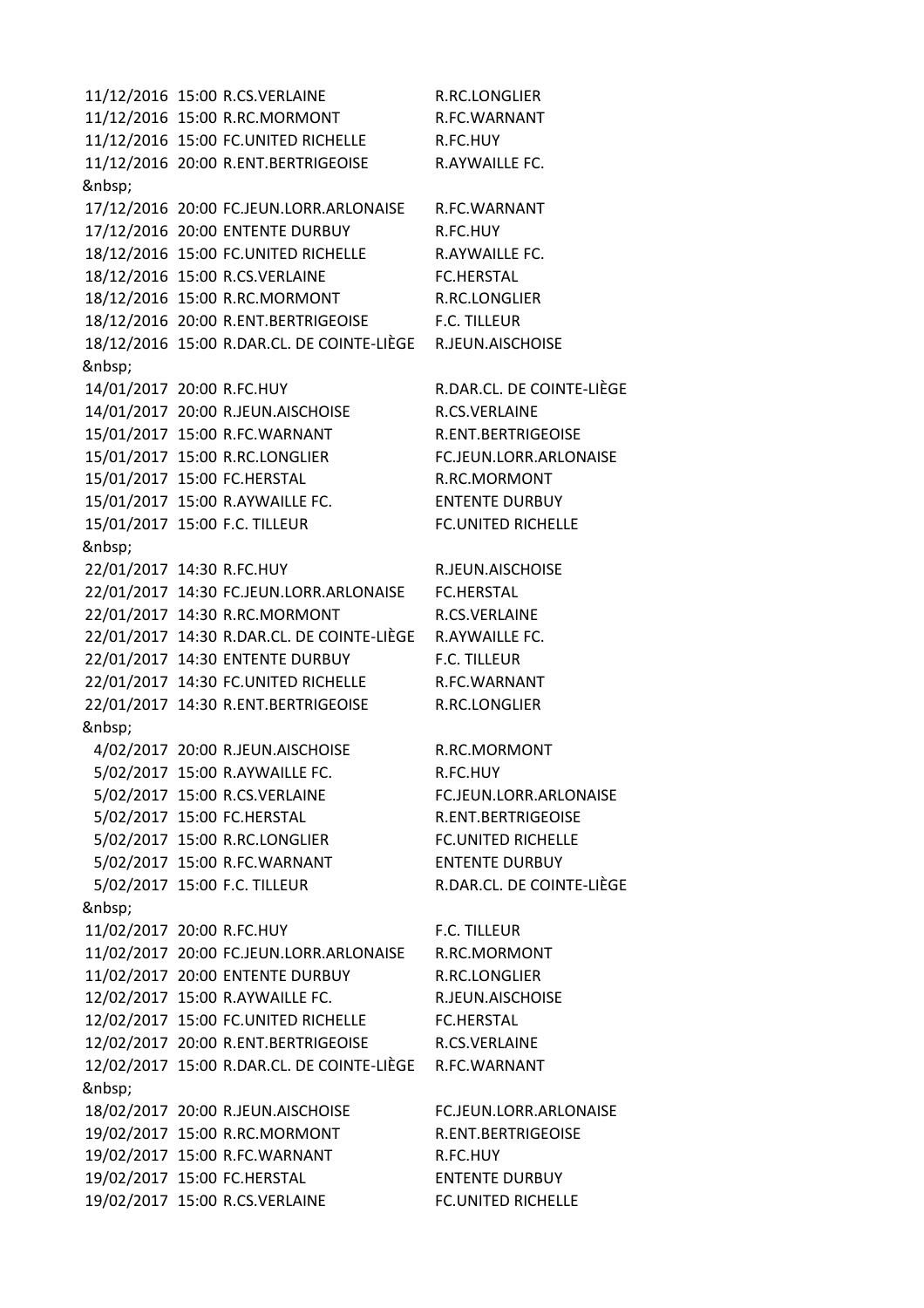| | | | |
|---|---|---|---|
| 11/12/2016 | 15:00 | R.CS.VERLAINE | R.RC.LONGLIER |
| 11/12/2016 | 15:00 | R.RC.MORMONT | R.FC.WARNANT |
| 11/12/2016 | 15:00 | FC.UNITED RICHELLE | R.FC.HUY |
| 11/12/2016 | 20:00 | R.ENT.BERTRIGEOISE | R.AYWAILLE FC. |
| &nbsp; | | | |
| 17/12/2016 | 20:00 | FC.JEUN.LORR.ARLONAISE | R.FC.WARNANT |
| 17/12/2016 | 20:00 | ENTENTE DURBUY | R.FC.HUY |
| 18/12/2016 | 15:00 | FC.UNITED RICHELLE | R.AYWAILLE FC. |
| 18/12/2016 | 15:00 | R.CS.VERLAINE | FC.HERSTAL |
| 18/12/2016 | 15:00 | R.RC.MORMONT | R.RC.LONGLIER |
| 18/12/2016 | 20:00 | R.ENT.BERTRIGEOISE | F.C. TILLEUR |
| 18/12/2016 | 15:00 | R.DAR.CL. DE COINTE-LIÈGE | R.JEUN.AISCHOISE |
| &nbsp; | | | |
| 14/01/2017 | 20:00 | R.FC.HUY | R.DAR.CL. DE COINTE-LIÈGE |
| 14/01/2017 | 20:00 | R.JEUN.AISCHOISE | R.CS.VERLAINE |
| 15/01/2017 | 15:00 | R.FC.WARNANT | R.ENT.BERTRIGEOISE |
| 15/01/2017 | 15:00 | R.RC.LONGLIER | FC.JEUN.LORR.ARLONAISE |
| 15/01/2017 | 15:00 | FC.HERSTAL | R.RC.MORMONT |
| 15/01/2017 | 15:00 | R.AYWAILLE FC. | ENTENTE DURBUY |
| 15/01/2017 | 15:00 | F.C. TILLEUR | FC.UNITED RICHELLE |
| &nbsp; | | | |
| 22/01/2017 | 14:30 | R.FC.HUY | R.JEUN.AISCHOISE |
| 22/01/2017 | 14:30 | FC.JEUN.LORR.ARLONAISE | FC.HERSTAL |
| 22/01/2017 | 14:30 | R.RC.MORMONT | R.CS.VERLAINE |
| 22/01/2017 | 14:30 | R.DAR.CL. DE COINTE-LIÈGE | R.AYWAILLE FC. |
| 22/01/2017 | 14:30 | ENTENTE DURBUY | F.C. TILLEUR |
| 22/01/2017 | 14:30 | FC.UNITED RICHELLE | R.FC.WARNANT |
| 22/01/2017 | 14:30 | R.ENT.BERTRIGEOISE | R.RC.LONGLIER |
| &nbsp; | | | |
| 4/02/2017 | 20:00 | R.JEUN.AISCHOISE | R.RC.MORMONT |
| 5/02/2017 | 15:00 | R.AYWAILLE FC. | R.FC.HUY |
| 5/02/2017 | 15:00 | R.CS.VERLAINE | FC.JEUN.LORR.ARLONAISE |
| 5/02/2017 | 15:00 | FC.HERSTAL | R.ENT.BERTRIGEOISE |
| 5/02/2017 | 15:00 | R.RC.LONGLIER | FC.UNITED RICHELLE |
| 5/02/2017 | 15:00 | R.FC.WARNANT | ENTENTE DURBUY |
| 5/02/2017 | 15:00 | F.C. TILLEUR | R.DAR.CL. DE COINTE-LIÈGE |
| &nbsp; | | | |
| 11/02/2017 | 20:00 | R.FC.HUY | F.C. TILLEUR |
| 11/02/2017 | 20:00 | FC.JEUN.LORR.ARLONAISE | R.RC.MORMONT |
| 11/02/2017 | 20:00 | ENTENTE DURBUY | R.RC.LONGLIER |
| 12/02/2017 | 15:00 | R.AYWAILLE FC. | R.JEUN.AISCHOISE |
| 12/02/2017 | 15:00 | FC.UNITED RICHELLE | FC.HERSTAL |
| 12/02/2017 | 20:00 | R.ENT.BERTRIGEOISE | R.CS.VERLAINE |
| 12/02/2017 | 15:00 | R.DAR.CL. DE COINTE-LIÈGE | R.FC.WARNANT |
| &nbsp; | | | |
| 18/02/2017 | 20:00 | R.JEUN.AISCHOISE | FC.JEUN.LORR.ARLONAISE |
| 19/02/2017 | 15:00 | R.RC.MORMONT | R.ENT.BERTRIGEOISE |
| 19/02/2017 | 15:00 | R.FC.WARNANT | R.FC.HUY |
| 19/02/2017 | 15:00 | FC.HERSTAL | ENTENTE DURBUY |
| 19/02/2017 | 15:00 | R.CS.VERLAINE | FC.UNITED RICHELLE |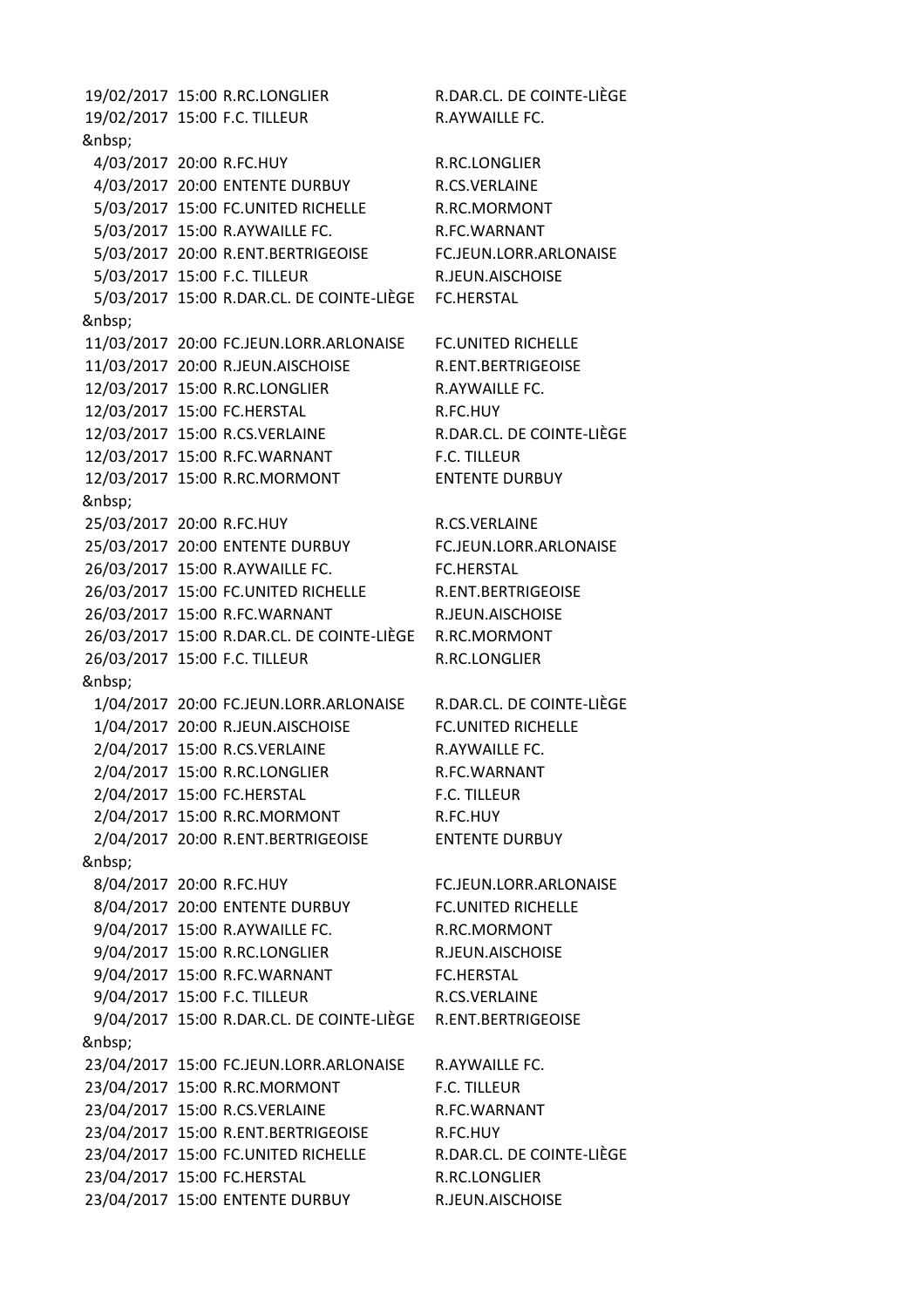| | | | |
|---|---|---|---|
| 19/02/2017 | 15:00 | R.RC.LONGLIER | R.DAR.CL. DE COINTE-LIÈGE |
| 19/02/2017 | 15:00 | F.C. TILLEUR | R.AYWAILLE FC. |
| &nbsp; | | | |
| 4/03/2017 | 20:00 | R.FC.HUY | R.RC.LONGLIER |
| 4/03/2017 | 20:00 | ENTENTE DURBUY | R.CS.VERLAINE |
| 5/03/2017 | 15:00 | FC.UNITED RICHELLE | R.RC.MORMONT |
| 5/03/2017 | 15:00 | R.AYWAILLE FC. | R.FC.WARNANT |
| 5/03/2017 | 20:00 | R.ENT.BERTRIGEOISE | FC.JEUN.LORR.ARLONAISE |
| 5/03/2017 | 15:00 | F.C. TILLEUR | R.JEUN.AISCHOISE |
| 5/03/2017 | 15:00 | R.DAR.CL. DE COINTE-LIÈGE | FC.HERSTAL |
| &nbsp; | | | |
| 11/03/2017 | 20:00 | FC.JEUN.LORR.ARLONAISE | FC.UNITED RICHELLE |
| 11/03/2017 | 20:00 | R.JEUN.AISCHOISE | R.ENT.BERTRIGEOISE |
| 12/03/2017 | 15:00 | R.RC.LONGLIER | R.AYWAILLE FC. |
| 12/03/2017 | 15:00 | FC.HERSTAL | R.FC.HUY |
| 12/03/2017 | 15:00 | R.CS.VERLAINE | R.DAR.CL. DE COINTE-LIÈGE |
| 12/03/2017 | 15:00 | R.FC.WARNANT | F.C. TILLEUR |
| 12/03/2017 | 15:00 | R.RC.MORMONT | ENTENTE DURBUY |
| &nbsp; | | | |
| 25/03/2017 | 20:00 | R.FC.HUY | R.CS.VERLAINE |
| 25/03/2017 | 20:00 | ENTENTE DURBUY | FC.JEUN.LORR.ARLONAISE |
| 26/03/2017 | 15:00 | R.AYWAILLE FC. | FC.HERSTAL |
| 26/03/2017 | 15:00 | FC.UNITED RICHELLE | R.ENT.BERTRIGEOISE |
| 26/03/2017 | 15:00 | R.FC.WARNANT | R.JEUN.AISCHOISE |
| 26/03/2017 | 15:00 | R.DAR.CL. DE COINTE-LIÈGE | R.RC.MORMONT |
| 26/03/2017 | 15:00 | F.C. TILLEUR | R.RC.LONGLIER |
| &nbsp; | | | |
| 1/04/2017 | 20:00 | FC.JEUN.LORR.ARLONAISE | R.DAR.CL. DE COINTE-LIÈGE |
| 1/04/2017 | 20:00 | R.JEUN.AISCHOISE | FC.UNITED RICHELLE |
| 2/04/2017 | 15:00 | R.CS.VERLAINE | R.AYWAILLE FC. |
| 2/04/2017 | 15:00 | R.RC.LONGLIER | R.FC.WARNANT |
| 2/04/2017 | 15:00 | FC.HERSTAL | F.C. TILLEUR |
| 2/04/2017 | 15:00 | R.RC.MORMONT | R.FC.HUY |
| 2/04/2017 | 20:00 | R.ENT.BERTRIGEOISE | ENTENTE DURBUY |
| &nbsp; | | | |
| 8/04/2017 | 20:00 | R.FC.HUY | FC.JEUN.LORR.ARLONAISE |
| 8/04/2017 | 20:00 | ENTENTE DURBUY | FC.UNITED RICHELLE |
| 9/04/2017 | 15:00 | R.AYWAILLE FC. | R.RC.MORMONT |
| 9/04/2017 | 15:00 | R.RC.LONGLIER | R.JEUN.AISCHOISE |
| 9/04/2017 | 15:00 | R.FC.WARNANT | FC.HERSTAL |
| 9/04/2017 | 15:00 | F.C. TILLEUR | R.CS.VERLAINE |
| 9/04/2017 | 15:00 | R.DAR.CL. DE COINTE-LIÈGE | R.ENT.BERTRIGEOISE |
| &nbsp; | | | |
| 23/04/2017 | 15:00 | FC.JEUN.LORR.ARLONAISE | R.AYWAILLE FC. |
| 23/04/2017 | 15:00 | R.RC.MORMONT | F.C. TILLEUR |
| 23/04/2017 | 15:00 | R.CS.VERLAINE | R.FC.WARNANT |
| 23/04/2017 | 15:00 | R.ENT.BERTRIGEOISE | R.FC.HUY |
| 23/04/2017 | 15:00 | FC.UNITED RICHELLE | R.DAR.CL. DE COINTE-LIÈGE |
| 23/04/2017 | 15:00 | FC.HERSTAL | R.RC.LONGLIER |
| 23/04/2017 | 15:00 | ENTENTE DURBUY | R.JEUN.AISCHOISE |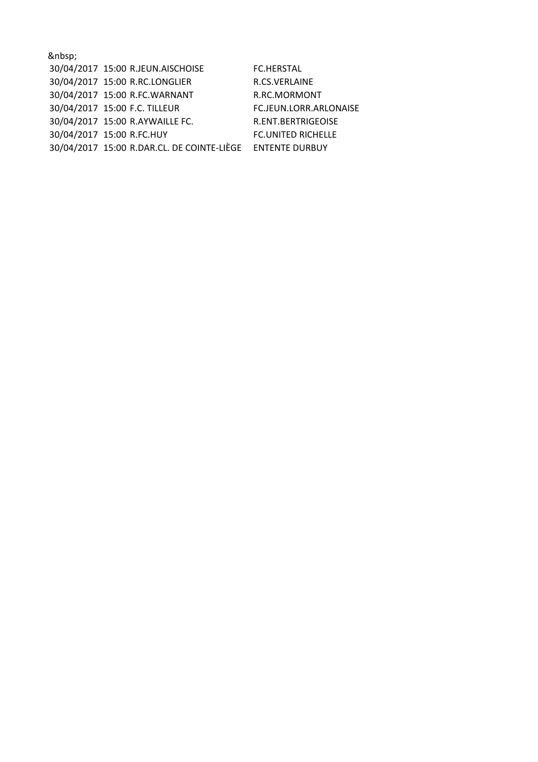&nbsp;

| | | | |
|---|---|---|---|
| 30/04/2017 | 15:00 | R.JEUN.AISCHOISE | FC.HERSTAL |
| 30/04/2017 | 15:00 | R.RC.LONGLIER | R.CS.VERLAINE |
| 30/04/2017 | 15:00 | R.FC.WARNANT | R.RC.MORMONT |
| 30/04/2017 | 15:00 | F.C. TILLEUR | FC.JEUN.LORR.ARLONAISE |
| 30/04/2017 | 15:00 | R.AYWAILLE FC. | R.ENT.BERTRIGEOISE |
| 30/04/2017 | 15:00 | R.FC.HUY | FC.UNITED RICHELLE |
| 30/04/2017 | 15:00 | R.DAR.CL. DE COINTE-LIÈGE | ENTENTE DURBUY |